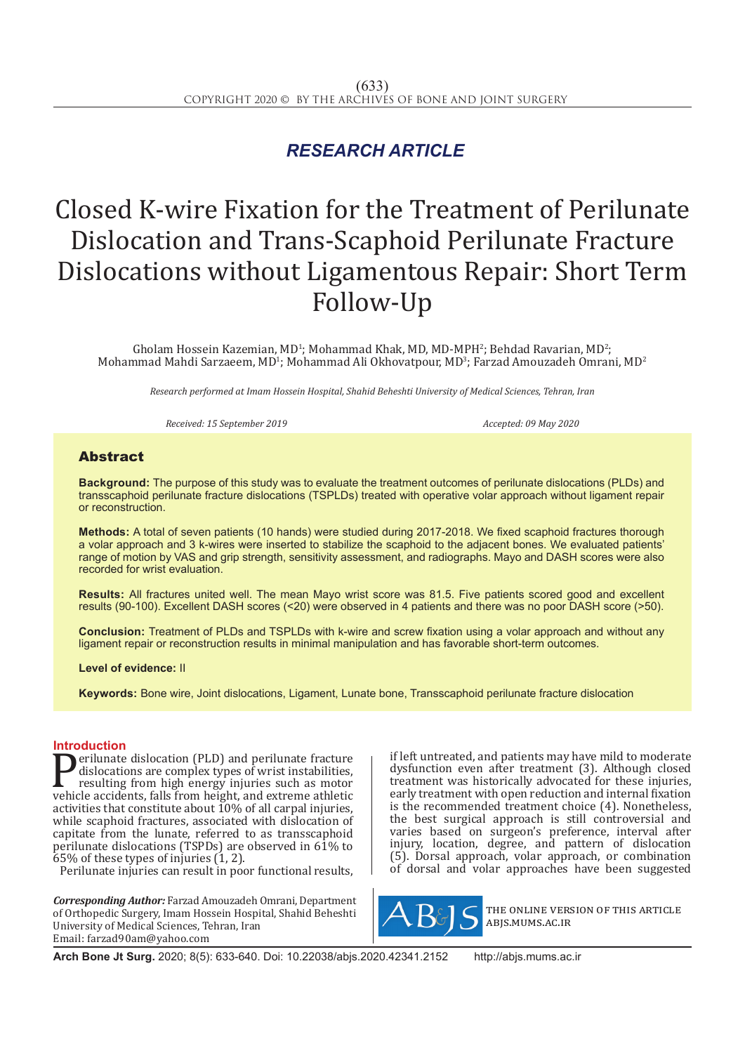*RESEARCH ARTICLE*

# Closed K-wire Fixation for the Treatment of Perilunate Dislocation and Trans-Scaphoid Perilunate Fracture Dislocations without Ligamentous Repair: Short Term Follow-Up

Gholam Hossein Kazemian, MD[1]; Mohammad Khak, MD, MD-MPH[2]; Behdad Ravarian, MD[2]; Mohammad Mahdi Sarzaeem, MD[1]; Mohammad Ali Okhovatpour, MD[3]; Farzad Amouzadeh Omrani, MD[2]

*Research performed at Imam Hossein Hospital, Shahid Beheshti University of Medical Sciences, Tehran, Iran*

*Received: 15 September 2019* *Accepted: 09 May 2020*

## Abstract

**Background:** The purpose of this study was to evaluate the treatment outcomes of perilunate dislocations (PLDs) and transscaphoid perilunate fracture dislocations (TSPLDs) treated with operative volar approach without ligament repair or reconstruction.

**Methods:** A total of seven patients (10 hands) were studied during 2017-2018. We fixed scaphoid fractures thorough a volar approach and 3 k-wires were inserted to stabilize the scaphoid to the adjacent bones. We evaluated patients' range of motion by VAS and grip strength, sensitivity assessment, and radiographs. Mayo and DASH scores were also recorded for wrist evaluation.

**Results:** All fractures united well. The mean Mayo wrist score was 81.5. Five patients scored good and excellent results (90-100). Excellent DASH scores (<20) were observed in 4 patients and there was no poor DASH score (>50).

**Conclusion:** Treatment of PLDs and TSPLDs with k-wire and screw fixation using a volar approach and without any ligament repair or reconstruction results in minimal manipulation and has favorable short-term outcomes.

**Level of evidence:** II

**Keywords:** Bone wire, Joint dislocations, Ligament, Lunate bone, Transscaphoid perilunate fracture dislocation

## Introduction

Perilunate dislocation (PLD) and perilunate fracture dislocations are complex types of wrist instabilities, resulting from high energy injuries such as motor vehicle accidents, falls from height, and extreme athletic activities that constitute about 10% of all carpal injuries, while scaphoid fractures, associated with dislocation of capitate from the lunate, referred to as transscaphoid perilunate dislocations (TSPDs) are observed in 61% to 65% of these types of injuries (1, 2).

Perilunate injuries can result in poor functional results, if left untreated, and patients may have mild to moderate dysfunction even after treatment (3). Although closed treatment was historically advocated for these injuries, early treatment with open reduction and internal fixation is the recommended treatment choice (4). Nonetheless, the best surgical approach is still controversial and varies based on surgeon's preference, interval after injury, location, degree, and pattern of dislocation (5). Dorsal approach, volar approach, or combination of dorsal and volar approaches have been suggested

*Corresponding Author:* Farzad Amouzadeh Omrani, Department of Orthopedic Surgery, Imam Hossein Hospital, Shahid Beheshti University of Medical Sciences, Tehran, Iran
Email: farzad90am@yahoo.com

THE ONLINE VERSION OF THIS ARTICLE ABJS.MUMS.AC.IR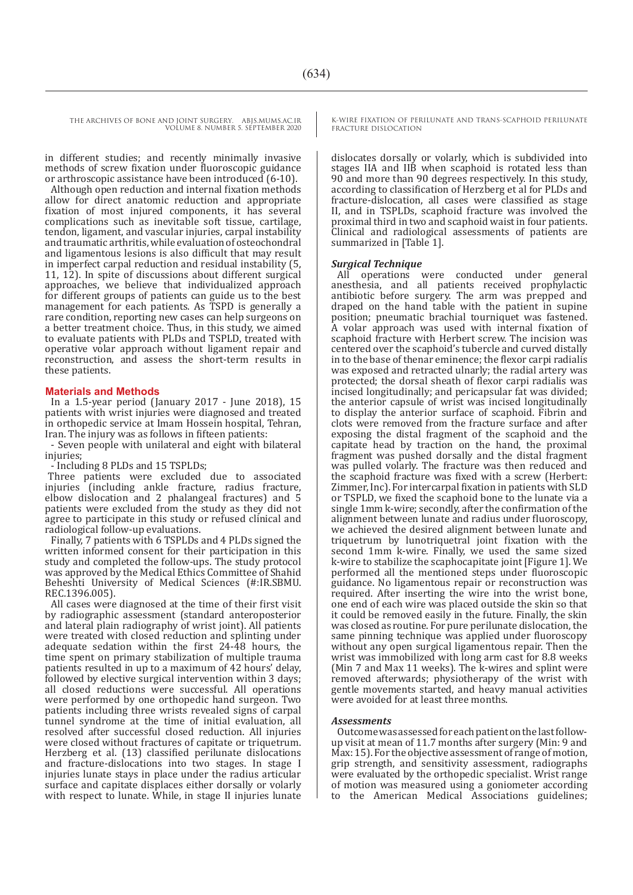in different studies; and recently minimally invasive methods of screw fixation under fluoroscopic guidance or arthroscopic assistance have been introduced (6-10).

Although open reduction and internal fixation methods allow for direct anatomic reduction and appropriate fixation of most injured components, it has several complications such as inevitable soft tissue, cartilage, tendon, ligament, and vascular injuries, carpal instability and traumatic arthritis, while evaluation of osteochondral and ligamentous lesions is also difficult that may result in imperfect carpal reduction and residual instability (5, 11, 12). In spite of discussions about different surgical approaches, we believe that individualized approach for different groups of patients can guide us to the best management for each patients. As TSPD is generally a rare condition, reporting new cases can help surgeons on a better treatment choice. Thus, in this study, we aimed to evaluate patients with PLDs and TSPLD, treated with operative volar approach without ligament repair and reconstruction, and assess the short-term results in these patients.

## Materials and Methods

In a 1.5-year period (January 2017 - June 2018), 15 patients with wrist injuries were diagnosed and treated in orthopedic service at Imam Hossein hospital, Tehran, Iran. The injury was as follows in fifteen patients:

- Seven people with unilateral and eight with bilateral injuries;
- Including 8 PLDs and 15 TSPLDs;

Three patients were excluded due to associated injuries (including ankle fracture, radius fracture, elbow dislocation and 2 phalangeal fractures) and 5 patients were excluded from the study as they did not agree to participate in this study or refused clinical and radiological follow-up evaluations.

Finally, 7 patients with 6 TSPLDs and 4 PLDs signed the written informed consent for their participation in this study and completed the follow-ups. The study protocol was approved by the Medical Ethics Committee of Shahid Beheshti University of Medical Sciences (#:IR.SBMU.REC.1396.005).

All cases were diagnosed at the time of their first visit by radiographic assessment (standard anteroposterior and lateral plain radiography of wrist joint). All patients were treated with closed reduction and splinting under adequate sedation within the first 24-48 hours, the time spent on primary stabilization of multiple trauma patients resulted in up to a maximum of 42 hours' delay, followed by elective surgical intervention within 3 days; all closed reductions were successful. All operations were performed by one orthopedic hand surgeon. Two patients including three wrists revealed signs of carpal tunnel syndrome at the time of initial evaluation, all resolved after successful closed reduction. All injuries were closed without fractures of capitate or triquetrum. Herzberg et al. (13) classified perilunate dislocations and fracture-dislocations into two stages. In stage I injuries lunate stays in place under the radius articular surface and capitate displaces either dorsally or volarly with respect to lunate. While, in stage II injuries lunate dislocates dorsally or volarly, which is subdivided into stages IIA and IIB when scaphoid is rotated less than 90 and more than 90 degrees respectively. In this study, according to classification of Herzberg et al for PLDs and fracture-dislocation, all cases were classified as stage II, and in TSPLDs, scaphoid fracture was involved the proximal third in two and scaphoid waist in four patients. Clinical and radiological assessments of patients are summarized in [Table 1].

### *Surgical Technique*

All operations were conducted under general anesthesia, and all patients received prophylactic antibiotic before surgery. The arm was prepped and draped on the hand table with the patient in supine position; pneumatic brachial tourniquet was fastened. A volar approach was used with internal fixation of scaphoid fracture with Herbert screw. The incision was centered over the scaphoid's tubercle and curved distally in to the base of thenar eminence; the flexor carpi radialis was exposed and retracted ulnarly; the radial artery was protected; the dorsal sheath of flexor carpi radialis was incised longitudinally; and pericapsular fat was divided; the anterior capsule of wrist was incised longitudinally to display the anterior surface of scaphoid. Fibrin and clots were removed from the fracture surface and after exposing the distal fragment of the scaphoid and the capitate head by traction on the hand, the proximal fragment was pushed dorsally and the distal fragment was pulled volarly. The fracture was then reduced and the scaphoid fracture was fixed with a screw (Herbert: Zimmer, Inc). For intercarpal fixation in patients with SLD or TSPLD, we fixed the scaphoid bone to the lunate via a single 1mm k-wire; secondly, after the confirmation of the alignment between lunate and radius under fluoroscopy, we achieved the desired alignment between lunate and triquetrum by lunotriquetral joint fixation with the second 1mm k-wire. Finally, we used the same sized k-wire to stabilize the scaphocapitate joint [Figure 1]. We performed all the mentioned steps under fluoroscopic guidance. No ligamentous repair or reconstruction was required. After inserting the wire into the wrist bone, one end of each wire was placed outside the skin so that it could be removed easily in the future. Finally, the skin was closed as routine. For pure perilunate dislocation, the same pinning technique was applied under fluoroscopy without any open surgical ligamentous repair. Then the wrist was immobilized with long arm cast for 8.8 weeks (Min 7 and Max 11 weeks). The k-wires and splint were removed afterwards; physiotherapy of the wrist with gentle movements started, and heavy manual activities were avoided for at least three months.

### *Assessments*

Outcome was assessed for each patient on the last follow-up visit at mean of 11.7 months after surgery (Min: 9 and Max: 15). For the objective assessment of range of motion, grip strength, and sensitivity assessment, radiographs were evaluated by the orthopedic specialist. Wrist range of motion was measured using a goniometer according to the American Medical Associations guidelines;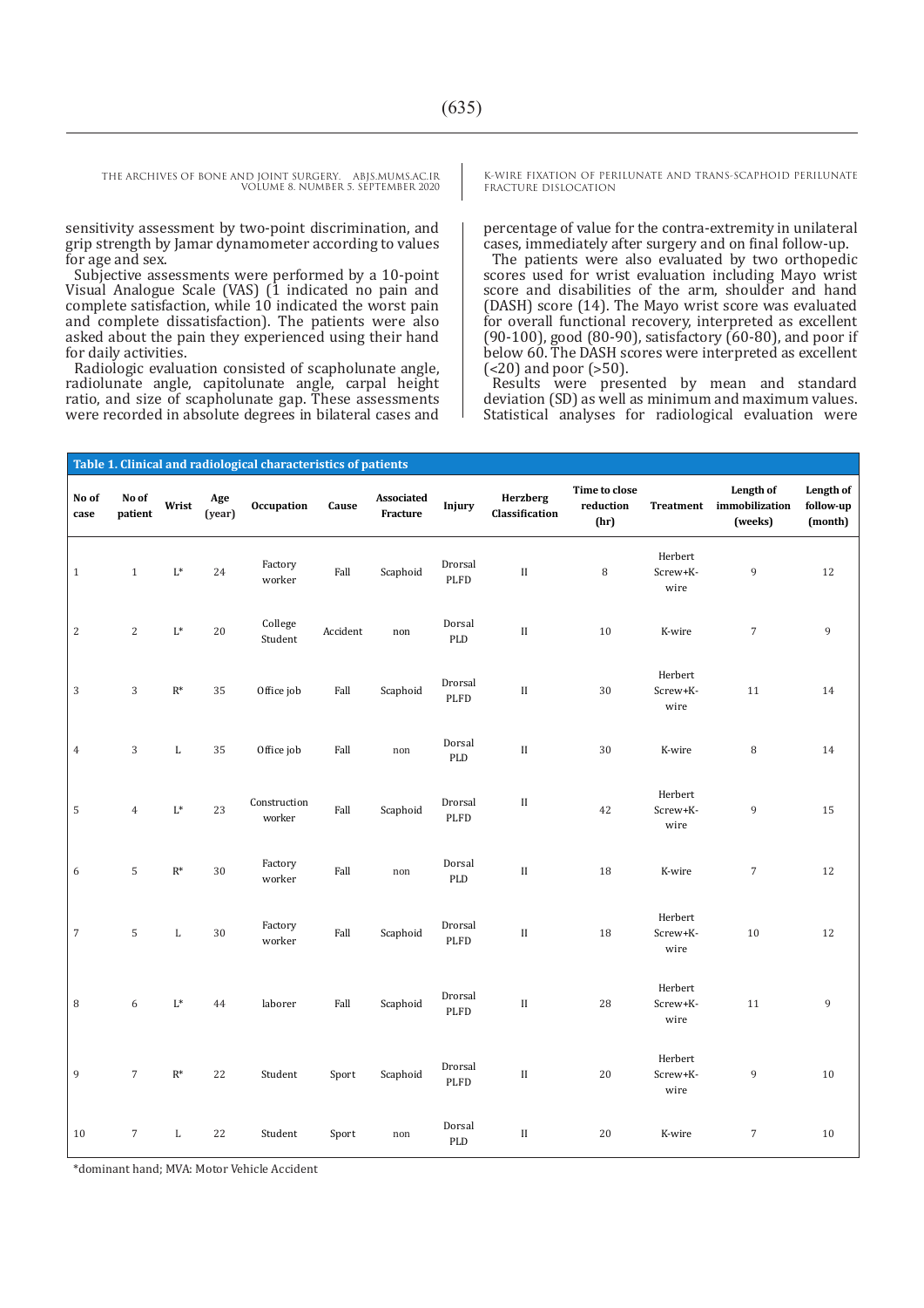sensitivity assessment by two-point discrimination, and grip strength by Jamar dynamometer according to values for age and sex.

Subjective assessments were performed by a 10-point Visual Analogue Scale (VAS) (1 indicated no pain and complete satisfaction, while 10 indicated the worst pain and complete dissatisfaction). The patients were also asked about the pain they experienced using their hand for daily activities.

Radiologic evaluation consisted of scapholunate angle, radiolunate angle, capitolunate angle, carpal height ratio, and size of scapholunate gap. These assessments were recorded in absolute degrees in bilateral cases and percentage of value for the contra-extremity in unilateral cases, immediately after surgery and on final follow-up.

The patients were also evaluated by two orthopedic scores used for wrist evaluation including Mayo wrist score and disabilities of the arm, shoulder and hand (DASH) score (14). The Mayo wrist score was evaluated for overall functional recovery, interpreted as excellent (90-100), good (80-90), satisfactory (60-80), and poor if below 60. The DASH scores were interpreted as excellent (<20) and poor (>50).

Results were presented by mean and standard deviation (SD) as well as minimum and maximum values. Statistical analyses for radiological evaluation were

**Table 1. Clinical and radiological characteristics of patients**

| No of case | No of patient | Wrist | Age (year) | Occupation | Cause | Associated Fracture | Injury | Herzberg Classification | Time to close reduction (hr) | Treatment | Length of immobilization (weeks) | Length of follow-up (month) |
|---|---|---|---|---|---|---|---|---|---|---|---|---|
| 1 | 1 | L* | 24 | Factory worker | Fall | Scaphoid | Drorsal PLFD | II | 8 | Herbert Screw+K-wire | 9 | 12 |
| 2 | 2 | L* | 20 | College Student | Accident | non | Dorsal PLD | II | 10 | K-wire | 7 | 9 |
| 3 | 3 | R* | 35 | Office job | Fall | Scaphoid | Drorsal PLFD | II | 30 | Herbert Screw+K-wire | 11 | 14 |
| 4 | 3 | L | 35 | Office job | Fall | non | Dorsal PLD | II | 30 | K-wire | 8 | 14 |
| 5 | 4 | L* | 23 | Construction worker | Fall | Scaphoid | Drorsal PLFD | II | 42 | Herbert Screw+K-wire | 9 | 15 |
| 6 | 5 | R* | 30 | Factory worker | Fall | non | Dorsal PLD | II | 18 | K-wire | 7 | 12 |
| 7 | 5 | L | 30 | Factory worker | Fall | Scaphoid | Drorsal PLFD | II | 18 | Herbert Screw+K-wire | 10 | 12 |
| 8 | 6 | L* | 44 | laborer | Fall | Scaphoid | Drorsal PLFD | II | 28 | Herbert Screw+K-wire | 11 | 9 |
| 9 | 7 | R* | 22 | Student | Sport | Scaphoid | Drorsal PLFD | II | 20 | Herbert Screw+K-wire | 9 | 10 |
| 10 | 7 | L | 22 | Student | Sport | non | Dorsal PLD | II | 20 | K-wire | 7 | 10 |

*dominant hand; MVA: Motor Vehicle Accident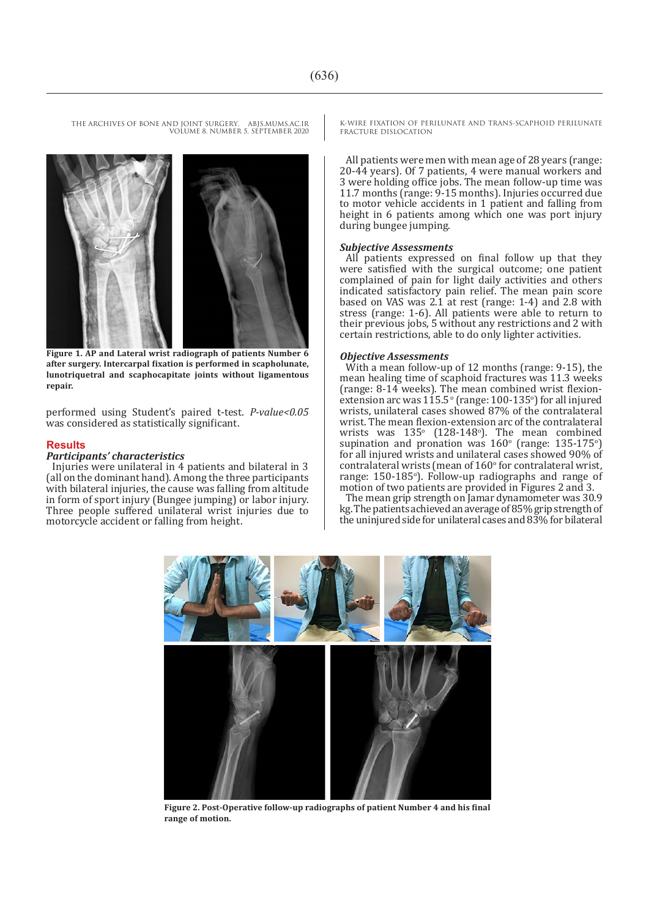Figure 1. AP and Lateral wrist radiograph of patients Number 6 after surgery. Intercarpal fixation is performed in scapholunate, lunotriquetral and scaphocapitate joints without ligamentous repair.

performed using Student's paired t-test. *P-value<0.05* was considered as statistically significant.

## Results

### *Participants' characteristics*

Injuries were unilateral in 4 patients and bilateral in 3 (all on the dominant hand). Among the three participants with bilateral injuries, the cause was falling from altitude in form of sport injury (Bungee jumping) or labor injury. Three people suffered unilateral wrist injuries due to motorcycle accident or falling from height.

All patients were men with mean age of 28 years (range: 20-44 years). Of 7 patients, 4 were manual workers and 3 were holding office jobs. The mean follow-up time was 11.7 months (range: 9-15 months). Injuries occurred due to motor vehicle accidents in 1 patient and falling from height in 6 patients among which one was port injury during bungee jumping.

### *Subjective Assessments*

All patients expressed on final follow up that they were satisfied with the surgical outcome; one patient complained of pain for light daily activities and others indicated satisfactory pain relief. The mean pain score based on VAS was 2.1 at rest (range: 1-4) and 2.8 with stress (range: 1-6). All patients were able to return to their previous jobs, 5 without any restrictions and 2 with certain restrictions, able to do only lighter activities.

### *Objective Assessments*

With a mean follow-up of 12 months (range: 9-15), the mean healing time of scaphoid fractures was 11.3 weeks (range: 8-14 weeks). The mean combined wrist flexion-extension arc was 115.5° (range: 100-135°) for all injured wrists, unilateral cases showed 87% of the contralateral wrist. The mean flexion-extension arc of the contralateral wrists was 135° (128-148°). The mean combined supination and pronation was 160° (range: 135-175°) for all injured wrists and unilateral cases showed 90% of contralateral wrists (mean of 160° for contralateral wrist, range: 150-185°). Follow-up radiographs and range of motion of two patients are provided in Figures 2 and 3.

The mean grip strength on Jamar dynamometer was 30.9 kg. The patients achieved an average of 85% grip strength of the uninjured side for unilateral cases and 83% for bilateral

Figure 2. Post-Operative follow-up radiographs of patient Number 4 and his final range of motion.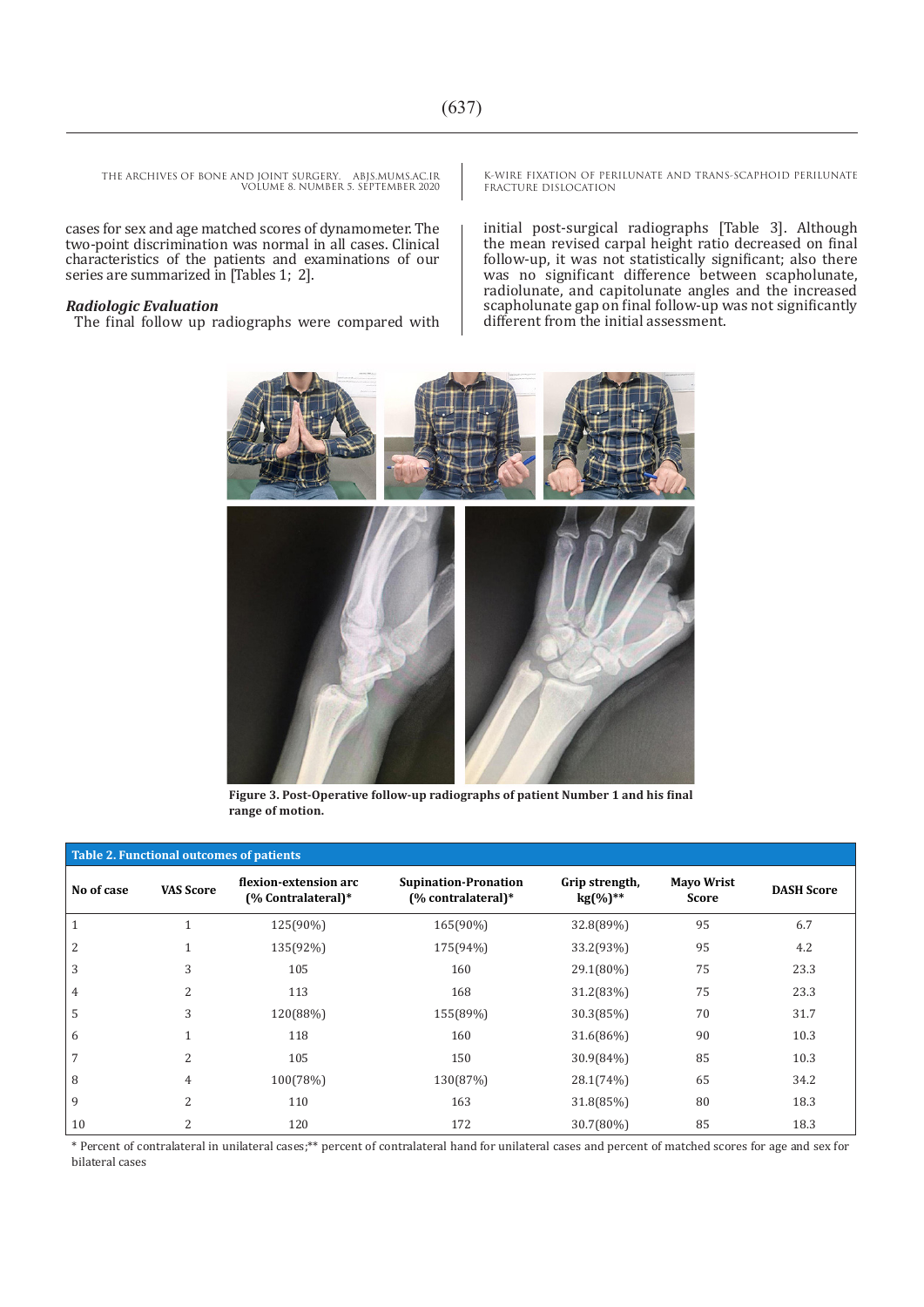cases for sex and age matched scores of dynamometer. The two-point discrimination was normal in all cases. Clinical characteristics of the patients and examinations of our series are summarized in [Tables 1; 2].

### *Radiologic Evaluation*

The final follow up radiographs were compared with initial post-surgical radiographs [Table 3]. Although the mean revised carpal height ratio decreased on final follow-up, it was not statistically significant; also there was no significant difference between scapholunate, radiolunate, and capitolunate angles and the increased scapholunate gap on final follow-up was not significantly different from the initial assessment.

**Figure 3. Post-Operative follow-up radiographs of patient Number 1 and his final range of motion.**

**Table 2. Functional outcomes of patients**

| No of case | VAS Score | flexion-extension arc (% Contralateral)* | Supination-Pronation (% contralateral)* | Grip strength, kg(%)** | Mayo Wrist Score | DASH Score |
|---|---|---|---|---|---|---|
| 1 | 1 | 125(90%) | 165(90%) | 32.8(89%) | 95 | 6.7 |
| 2 | 1 | 135(92%) | 175(94%) | 33.2(93%) | 95 | 4.2 |
| 3 | 3 | 105 | 160 | 29.1(80%) | 75 | 23.3 |
| 4 | 2 | 113 | 168 | 31.2(83%) | 75 | 23.3 |
| 5 | 3 | 120(88%) | 155(89%) | 30.3(85%) | 70 | 31.7 |
| 6 | 1 | 118 | 160 | 31.6(86%) | 90 | 10.3 |
| 7 | 2 | 105 | 150 | 30.9(84%) | 85 | 10.3 |
| 8 | 4 | 100(78%) | 130(87%) | 28.1(74%) | 65 | 34.2 |
| 9 | 2 | 110 | 163 | 31.8(85%) | 80 | 18.3 |
| 10 | 2 | 120 | 172 | 30.7(80%) | 85 | 18.3 |

\* Percent of contralateral in unilateral cases;** percent of contralateral hand for unilateral cases and percent of matched scores for age and sex for bilateral cases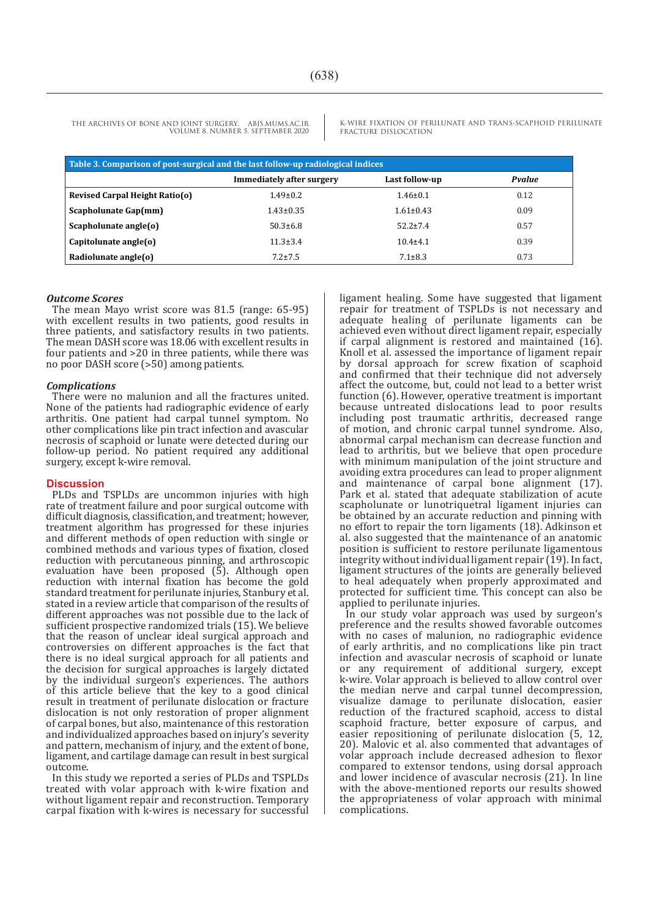**Table 3. Comparison of post-surgical and the last follow-up radiological indices**

| | Immediately after surgery | Last follow-up | *Pvalue* |
|---|---|---|---|
| **Revised Carpal Height Ratio(o)** | 1.49±0.2 | 1.46±0.1 | 0.12 |
| **Scapholunate Gap(mm)** | 1.43±0.35 | 1.61±0.43 | 0.09 |
| **Scapholunate angle(o)** | 50.3±6.8 | 52.2±7.4 | 0.57 |
| **Capitolunate angle(o)** | 11.3±3.4 | 10.4±4.1 | 0.39 |
| **Radiolunate angle(o)** | 7.2±7.5 | 7.1±8.3 | 0.73 |

### *Outcome Scores*

The mean Mayo wrist score was 81.5 (range: 65-95) with excellent results in two patients, good results in three patients, and satisfactory results in two patients. The mean DASH score was 18.06 with excellent results in four patients and >20 in three patients, while there was no poor DASH score (>50) among patients.

### *Complications*

There were no malunion and all the fractures united. None of the patients had radiographic evidence of early arthritis. One patient had carpal tunnel symptom. No other complications like pin tract infection and avascular necrosis of scaphoid or lunate were detected during our follow-up period. No patient required any additional surgery, except k-wire removal.

## Discussion

PLDs and TSPLDs are uncommon injuries with high rate of treatment failure and poor surgical outcome with difficult diagnosis, classification, and treatment; however, treatment algorithm has progressed for these injuries and different methods of open reduction with single or combined methods and various types of fixation, closed reduction with percutaneous pinning, and arthroscopic evaluation have been proposed (5). Although open reduction with internal fixation has become the gold standard treatment for perilunate injuries, Stanbury et al. stated in a review article that comparison of the results of different approaches was not possible due to the lack of sufficient prospective randomized trials (15). We believe that the reason of unclear ideal surgical approach and controversies on different approaches is the fact that there is no ideal surgical approach for all patients and the decision for surgical approaches is largely dictated by the individual surgeon's experiences. The authors of this article believe that the key to a good clinical result in treatment of perilunate dislocation or fracture dislocation is not only restoration of proper alignment of carpal bones, but also, maintenance of this restoration and individualized approaches based on injury's severity and pattern, mechanism of injury, and the extent of bone, ligament, and cartilage damage can result in best surgical outcome.

In this study we reported a series of PLDs and TSPLDs treated with volar approach with k-wire fixation and without ligament repair and reconstruction. Temporary carpal fixation with k-wires is necessary for successful ligament healing. Some have suggested that ligament repair for treatment of TSPLDs is not necessary and adequate healing of perilunate ligaments can be achieved even without direct ligament repair, especially if carpal alignment is restored and maintained (16). Knoll et al. assessed the importance of ligament repair by dorsal approach for screw fixation of scaphoid and confirmed that their technique did not adversely affect the outcome, but, could not lead to a better wrist function (6). However, operative treatment is important because untreated dislocations lead to poor results including post traumatic arthritis, decreased range of motion, and chronic carpal tunnel syndrome. Also, abnormal carpal mechanism can decrease function and lead to arthritis, but we believe that open procedure with minimum manipulation of the joint structure and avoiding extra procedures can lead to proper alignment and maintenance of carpal bone alignment (17). Park et al. stated that adequate stabilization of acute scapholunate or lunotriquetral ligament injuries can be obtained by an accurate reduction and pinning with no effort to repair the torn ligaments (18). Adkinson et al. also suggested that the maintenance of an anatomic position is sufficient to restore perilunate ligamentous integrity without individual ligament repair (19). In fact, ligament structures of the joints are generally believed to heal adequately when properly approximated and protected for sufficient time. This concept can also be applied to perilunate injuries.

In our study volar approach was used by surgeon's preference and the results showed favorable outcomes with no cases of malunion, no radiographic evidence of early arthritis, and no complications like pin tract infection and avascular necrosis of scaphoid or lunate or any requirement of additional surgery, except k-wire. Volar approach is believed to allow control over the median nerve and carpal tunnel decompression, visualize damage to perilunate dislocation, easier reduction of the fractured scaphoid, access to distal scaphoid fracture, better exposure of carpus, and easier repositioning of perilunate dislocation (5, 12, 20). Malovic et al. also commented that advantages of volar approach include decreased adhesion to flexor compared to extensor tendons, using dorsal approach and lower incidence of avascular necrosis (21). In line with the above-mentioned reports our results showed the appropriateness of volar approach with minimal complications.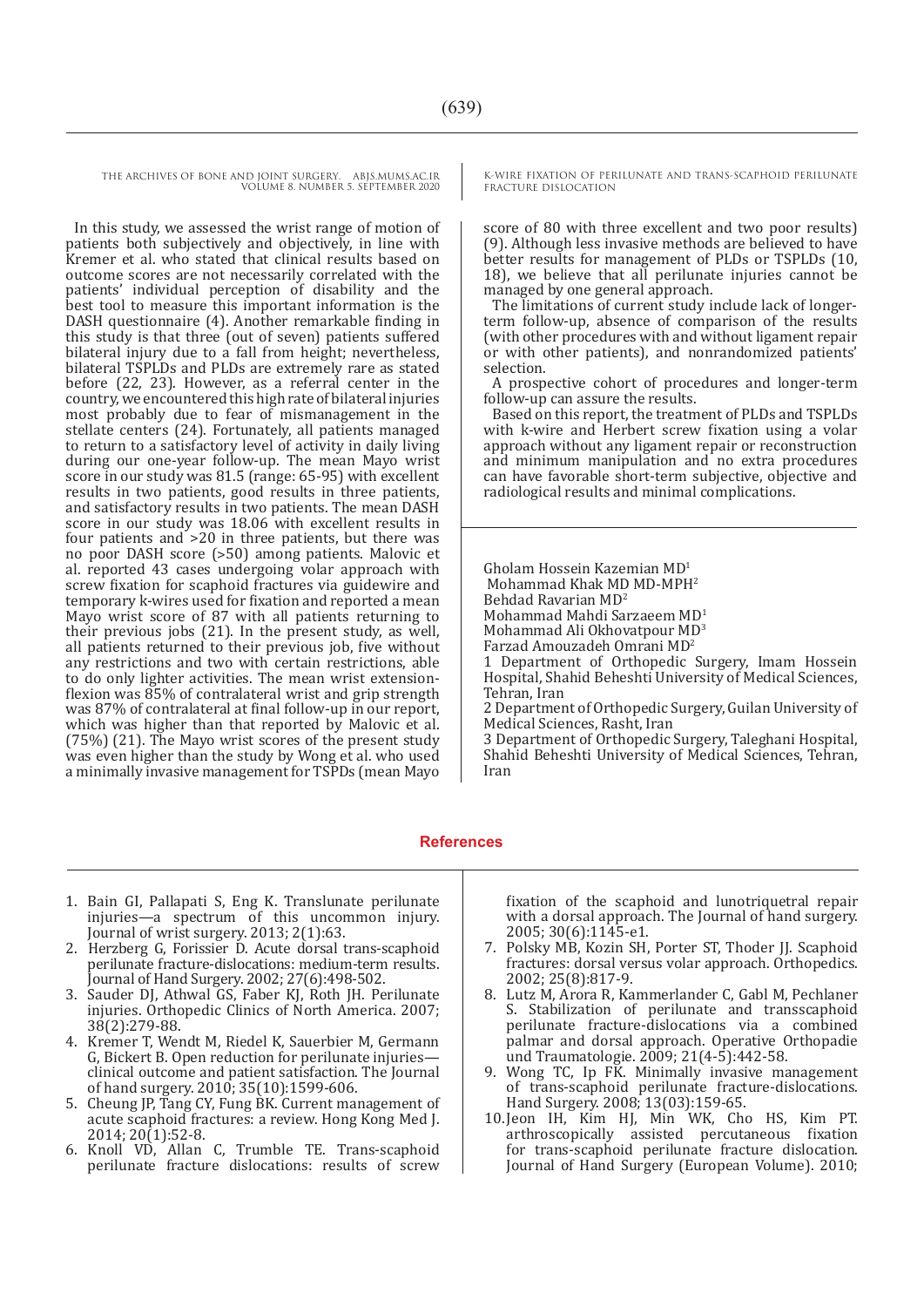In this study, we assessed the wrist range of motion of patients both subjectively and objectively, in line with Kremer et al. who stated that clinical results based on outcome scores are not necessarily correlated with the patients' individual perception of disability and the best tool to measure this important information is the DASH questionnaire (4). Another remarkable finding in this study is that three (out of seven) patients suffered bilateral injury due to a fall from height; nevertheless, bilateral TSPLDs and PLDs are extremely rare as stated before (22, 23). However, as a referral center in the country, we encountered this high rate of bilateral injuries most probably due to fear of mismanagement in the stellate centers (24). Fortunately, all patients managed to return to a satisfactory level of activity in daily living during our one-year follow-up. The mean Mayo wrist score in our study was 81.5 (range: 65-95) with excellent results in two patients, good results in three patients, and satisfactory results in two patients. The mean DASH score in our study was 18.06 with excellent results in four patients and >20 in three patients, but there was no poor DASH score (>50) among patients. Malovic et al. reported 43 cases undergoing volar approach with screw fixation for scaphoid fractures via guidewire and temporary k-wires used for fixation and reported a mean Mayo wrist score of 87 with all patients returning to their previous jobs (21). In the present study, as well, all patients returned to their previous job, five without any restrictions and two with certain restrictions, able to do only lighter activities. The mean wrist extension-flexion was 85% of contralateral wrist and grip strength was 87% of contralateral at final follow-up in our report, which was higher than that reported by Malovic et al. (75%) (21). The Mayo wrist scores of the present study was even higher than the study by Wong et al. who used a minimally invasive management for TSPDs (mean Mayo score of 80 with three excellent and two poor results) (9). Although less invasive methods are believed to have better results for management of PLDs or TSPLDs (10, 18), we believe that all perilunate injuries cannot be managed by one general approach.

The limitations of current study include lack of longer-term follow-up, absence of comparison of the results (with other procedures with and without ligament repair or with other patients), and nonrandomized patients' selection.

A prospective cohort of procedures and longer-term follow-up can assure the results.

Based on this report, the treatment of PLDs and TSPLDs with k-wire and Herbert screw fixation using a volar approach without any ligament repair or reconstruction and minimum manipulation and no extra procedures can have favorable short-term subjective, objective and radiological results and minimal complications.

Gholam Hossein Kazemian MD[1]
Mohammad Khak MD MD-MPH[2]
Behdad Ravarian MD[2]
Mohammad Mahdi Sarzaeem MD[1]
Mohammad Ali Okhovatpour MD[3]
Farzad Amouzadeh Omrani MD[2]

1 Department of Orthopedic Surgery, Imam Hossein Hospital, Shahid Beheshti University of Medical Sciences, Tehran, Iran

2 Department of Orthopedic Surgery, Guilan University of Medical Sciences, Rasht, Iran

3 Department of Orthopedic Surgery, Taleghani Hospital, Shahid Beheshti University of Medical Sciences, Tehran, Iran

## References

1. Bain GI, Pallapati S, Eng K. Translunate perilunate injuries—a spectrum of this uncommon injury. Journal of wrist surgery. 2013; 2(1):63.
2. Herzberg G, Forissier D. Acute dorsal trans-scaphoid perilunate fracture-dislocations: medium-term results. Journal of Hand Surgery. 2002; 27(6):498-502.
3. Sauder DJ, Athwal GS, Faber KJ, Roth JH. Perilunate injuries. Orthopedic Clinics of North America. 2007; 38(2):279-88.
4. Kremer T, Wendt M, Riedel K, Sauerbier M, Germann G, Bickert B. Open reduction for perilunate injuries—clinical outcome and patient satisfaction. The Journal of hand surgery. 2010; 35(10):1599-606.
5. Cheung JP, Tang CY, Fung BK. Current management of acute scaphoid fractures: a review. Hong Kong Med J. 2014; 20(1):52-8.
6. Knoll VD, Allan C, Trumble TE. Trans-scaphoid perilunate fracture dislocations: results of screw fixation of the scaphoid and lunotriquetral repair with a dorsal approach. The Journal of hand surgery. 2005; 30(6):1145-e1.
7. Polsky MB, Kozin SH, Porter ST, Thoder JJ. Scaphoid fractures: dorsal versus volar approach. Orthopedics. 2002; 25(8):817-9.
8. Lutz M, Arora R, Kammerlander C, Gabl M, Pechlaner S. Stabilization of perilunate and transscaphoid perilunate fracture-dislocations via a combined palmar and dorsal approach. Operative Orthopadie und Traumatologie. 2009; 21(4-5):442-58.
9. Wong TC, Ip FK. Minimally invasive management of trans-scaphoid perilunate fracture-dislocations. Hand Surgery. 2008; 13(03):159-65.
10. Jeon IH, Kim HJ, Min WK, Cho HS, Kim PT. arthroscopically assisted percutaneous fixation for trans-scaphoid perilunate fracture dislocation. Journal of Hand Surgery (European Volume). 2010;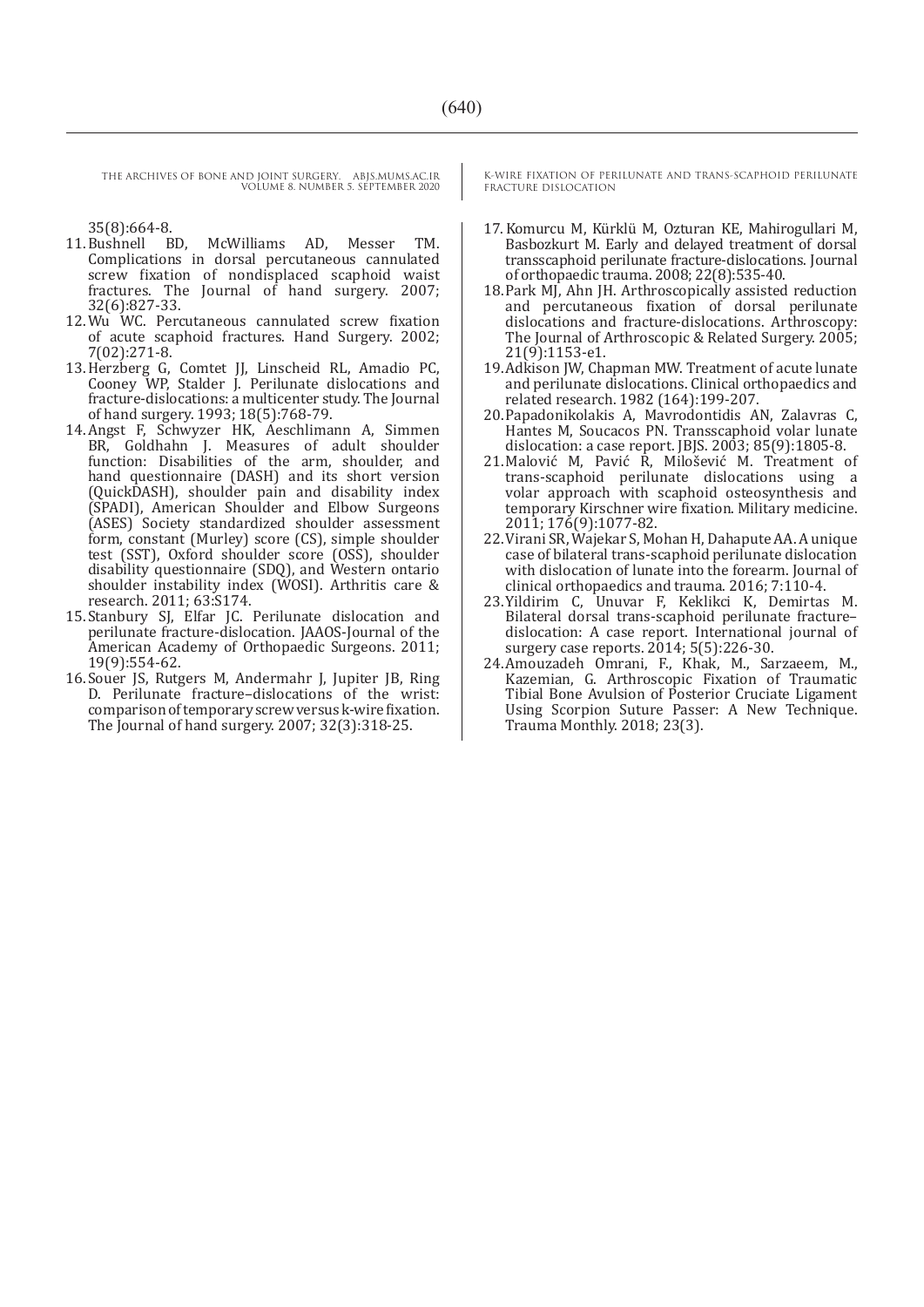35(8):664-8.

11. Bushnell BD, McWilliams AD, Messer TM. Complications in dorsal percutaneous cannulated screw fixation of nondisplaced scaphoid waist fractures. The Journal of hand surgery. 2007; 32(6):827-33.
12. Wu WC. Percutaneous cannulated screw fixation of acute scaphoid fractures. Hand Surgery. 2002; 7(02):271-8.
13. Herzberg G, Comtet JJ, Linscheid RL, Amadio PC, Cooney WP, Stalder J. Perilunate dislocations and fracture-dislocations: a multicenter study. The Journal of hand surgery. 1993; 18(5):768-79.
14. Angst F, Schwyzer HK, Aeschlimann A, Simmen BR, Goldhahn J. Measures of adult shoulder function: Disabilities of the arm, shoulder, and hand questionnaire (DASH) and its short version (QuickDASH), shoulder pain and disability index (SPADI), American Shoulder and Elbow Surgeons (ASES) Society standardized shoulder assessment form, constant (Murley) score (CS), simple shoulder test (SST), Oxford shoulder score (OSS), shoulder disability questionnaire (SDQ), and Western ontario shoulder instability index (WOSI). Arthritis care & research. 2011; 63:S174.
15. Stanbury SJ, Elfar JC. Perilunate dislocation and perilunate fracture-dislocation. JAAOS-Journal of the American Academy of Orthopaedic Surgeons. 2011; 19(9):554-62.
16. Souer JS, Rutgers M, Andermahr J, Jupiter JB, Ring D. Perilunate fracture–dislocations of the wrist: comparison of temporary screw versus k-wire fixation. The Journal of hand surgery. 2007; 32(3):318-25.
17. Komurcu M, Kürklü M, Ozturan KE, Mahirogullari M, Basbozkurt M. Early and delayed treatment of dorsal transscaphoid perilunate fracture-dislocations. Journal of orthopaedic trauma. 2008; 22(8):535-40.
18. Park MJ, Ahn JH. Arthroscopically assisted reduction and percutaneous fixation of dorsal perilunate dislocations and fracture-dislocations. Arthroscopy: The Journal of Arthroscopic & Related Surgery. 2005; 21(9):1153-e1.
19. Adkison JW, Chapman MW. Treatment of acute lunate and perilunate dislocations. Clinical orthopaedics and related research. 1982 (164):199-207.
20. Papadonikolakis A, Mavrodontidis AN, Zalavras C, Hantes M, Soucacos PN. Transscaphoid volar lunate dislocation: a case report. JBJS. 2003; 85(9):1805-8.
21. Malović M, Pavić R, Milošević M. Treatment of trans-scaphoid perilunate dislocations using a volar approach with scaphoid osteosynthesis and temporary Kirschner wire fixation. Military medicine. 2011; 176(9):1077-82.
22. Virani SR, Wajekar S, Mohan H, Dahapute AA. A unique case of bilateral trans-scaphoid perilunate dislocation with dislocation of lunate into the forearm. Journal of clinical orthopaedics and trauma. 2016; 7:110-4.
23. Yildirim C, Unuvar F, Keklikci K, Demirtas M. Bilateral dorsal trans-scaphoid perilunate fracture–dislocation: A case report. International journal of surgery case reports. 2014; 5(5):226-30.
24. Amouzadeh Omrani, F., Khak, M., Sarzaeem, M., Kazemian, G. Arthroscopic Fixation of Traumatic Tibial Bone Avulsion of Posterior Cruciate Ligament Using Scorpion Suture Passer: A New Technique. Trauma Monthly. 2018; 23(3).